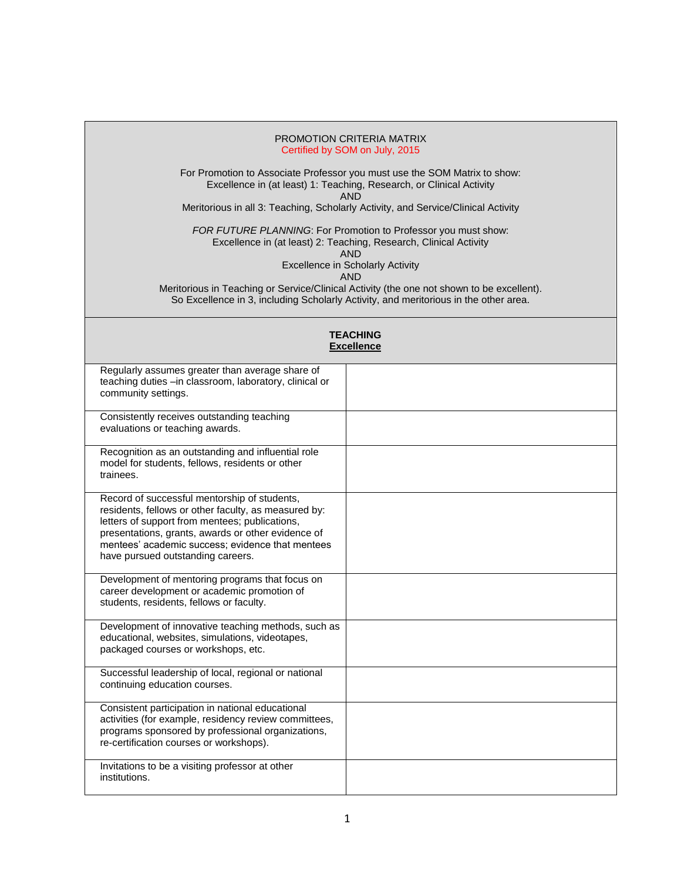PROMOTION CRITERIA MATRIX
Certified by SOM on July, 2015

For Promotion to Associate Professor you must use the SOM Matrix to show:
Excellence in (at least) 1: Teaching, Research, or Clinical Activity
AND
Meritorious in all 3: Teaching, Scholarly Activity, and Service/Clinical Activity

*FOR FUTURE PLANNING*: For Promotion to Professor you must show:
Excellence in (at least) 2: Teaching, Research, Clinical Activity
AND
Excellence in Scholarly Activity
AND
Meritorious in Teaching or Service/Clinical Activity (the one not shown to be excellent).
So Excellence in 3, including Scholarly Activity, and meritorious in the other area.

| **TEACHING** <br> **Excellence** | |
|---|---|
| Regularly assumes greater than average share of teaching duties –in classroom, laboratory, clinical or community settings. | |
| Consistently receives outstanding teaching evaluations or teaching awards. | |
| Recognition as an outstanding and influential role model for students, fellows, residents or other trainees. | |
| Record of successful mentorship of students, residents, fellows or other faculty, as measured by: letters of support from mentees; publications, presentations, grants, awards or other evidence of mentees' academic success; evidence that mentees have pursued outstanding careers. | |
| Development of mentoring programs that focus on career development or academic promotion of students, residents, fellows or faculty. | |
| Development of innovative teaching methods, such as educational, websites, simulations, videotapes, packaged courses or workshops, etc. | |
| Successful leadership of local, regional or national continuing education courses. | |
| Consistent participation in national educational activities (for example, residency review committees, programs sponsored by professional organizations, re-certification courses or workshops). | |
| Invitations to be a visiting professor at other institutions. | |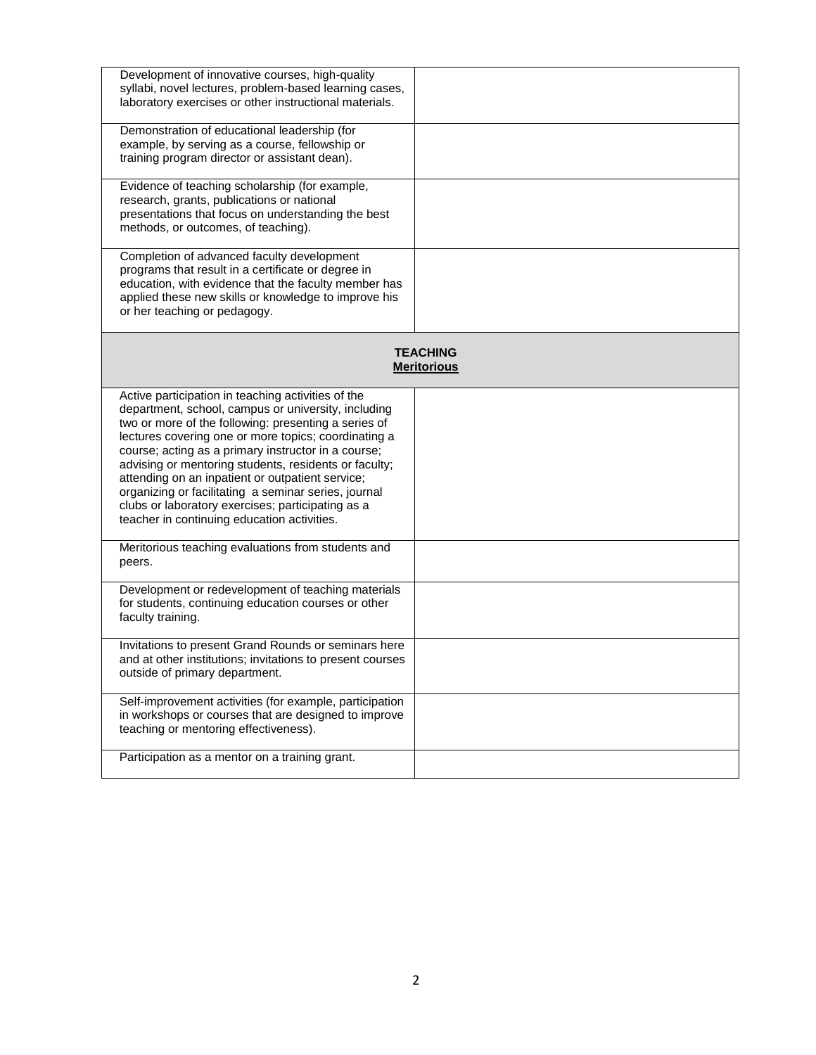| | |
|---|---|
| Development of innovative courses, high-quality syllabi, novel lectures, problem-based learning cases, laboratory exercises or other instructional materials. | |
| Demonstration of educational leadership (for example, by serving as a course, fellowship or training program director or assistant dean). | |
| Evidence of teaching scholarship (for example, research, grants, publications or national presentations that focus on understanding the best methods, or outcomes, of teaching). | |
| Completion of advanced faculty development programs that result in a certificate or degree in education, with evidence that the faculty member has applied these new skills or knowledge to improve his or her teaching or pedagogy. | |
| **TEACHING**<br>**Meritorious** | |
| Active participation in teaching activities of the department, school, campus or university, including two or more of the following: presenting a series of lectures covering one or more topics; coordinating a course; acting as a primary instructor in a course; advising or mentoring students, residents or faculty; attending on an inpatient or outpatient service; organizing or facilitating a seminar series, journal clubs or laboratory exercises; participating as a teacher in continuing education activities. | |
| Meritorious teaching evaluations from students and peers. | |
| Development or redevelopment of teaching materials for students, continuing education courses or other faculty training. | |
| Invitations to present Grand Rounds or seminars here and at other institutions; invitations to present courses outside of primary department. | |
| Self-improvement activities (for example, participation in workshops or courses that are designed to improve teaching or mentoring effectiveness). | |
| Participation as a mentor on a training grant. | |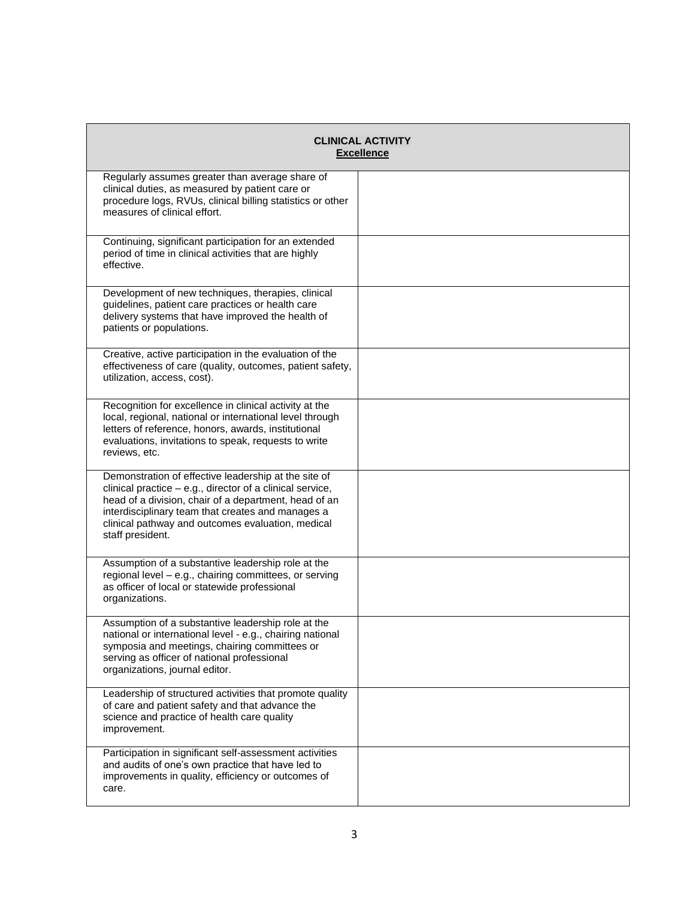| CLINICAL ACTIVITY<br>**Excellence** | |
|---|---|
| Regularly assumes greater than average share of clinical duties, as measured by patient care or procedure logs, RVUs, clinical billing statistics or other measures of clinical effort. | |
| Continuing, significant participation for an extended period of time in clinical activities that are highly effective. | |
| Development of new techniques, therapies, clinical guidelines, patient care practices or health care delivery systems that have improved the health of patients or populations. | |
| Creative, active participation in the evaluation of the effectiveness of care (quality, outcomes, patient safety, utilization, access, cost). | |
| Recognition for excellence in clinical activity at the local, regional, national or international level through letters of reference, honors, awards, institutional evaluations, invitations to speak, requests to write reviews, etc. | |
| Demonstration of effective leadership at the site of clinical practice – e.g., director of a clinical service, head of a division, chair of a department, head of an interdisciplinary team that creates and manages a clinical pathway and outcomes evaluation, medical staff president. | |
| Assumption of a substantive leadership role at the regional level – e.g., chairing committees, or serving as officer of local or statewide professional organizations. | |
| Assumption of a substantive leadership role at the national or international level - e.g., chairing national symposia and meetings, chairing committees or serving as officer of national professional organizations, journal editor. | |
| Leadership of structured activities that promote quality of care and patient safety and that advance the science and practice of health care quality improvement. | |
| Participation in significant self-assessment activities and audits of one's own practice that have led to improvements in quality, efficiency or outcomes of care. | |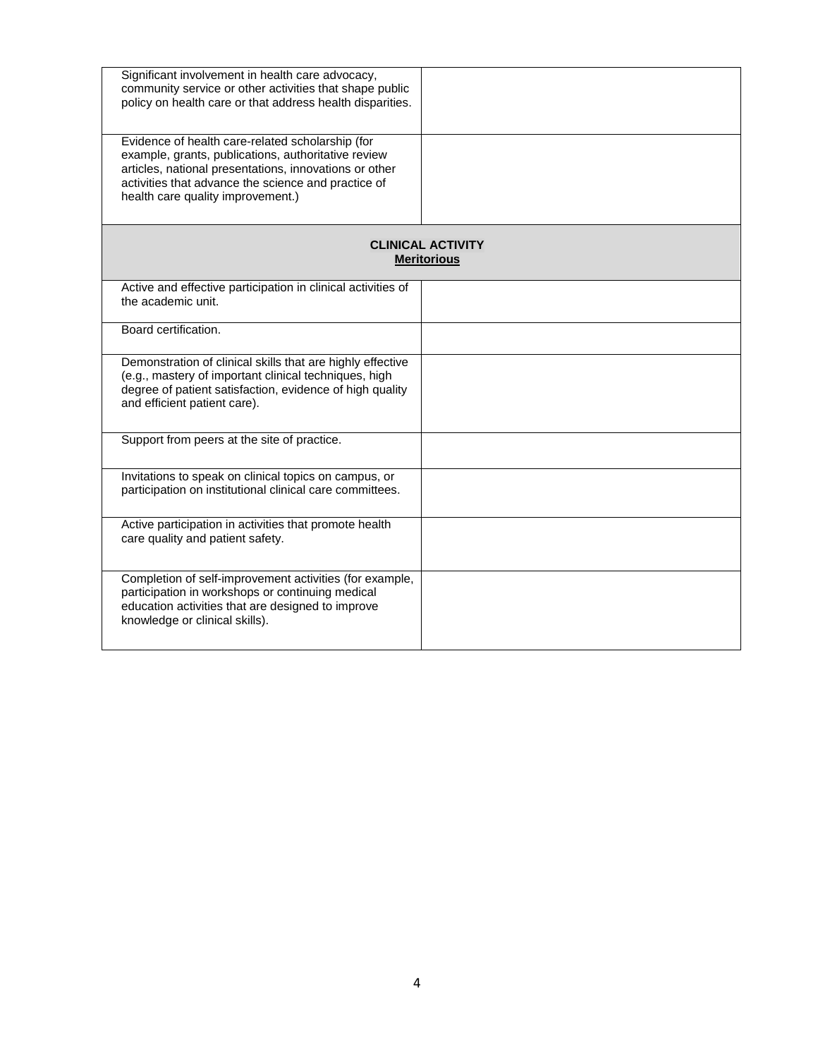| | |
|---|---|
| Significant involvement in health care advocacy, community service or other activities that shape public policy on health care or that address health disparities. | |
| Evidence of health care-related scholarship (for example, grants, publications, authoritative review articles, national presentations, innovations or other activities that advance the science and practice of health care quality improvement.) | |
| **CLINICAL ACTIVITY** **Meritorious** | |
| Active and effective participation in clinical activities of the academic unit. | |
| Board certification. | |
| Demonstration of clinical skills that are highly effective (e.g., mastery of important clinical techniques, high degree of patient satisfaction, evidence of high quality and efficient patient care). | |
| Support from peers at the site of practice. | |
| Invitations to speak on clinical topics on campus, or participation on institutional clinical care committees. | |
| Active participation in activities that promote health care quality and patient safety. | |
| Completion of self-improvement activities (for example, participation in workshops or continuing medical education activities that are designed to improve knowledge or clinical skills). | |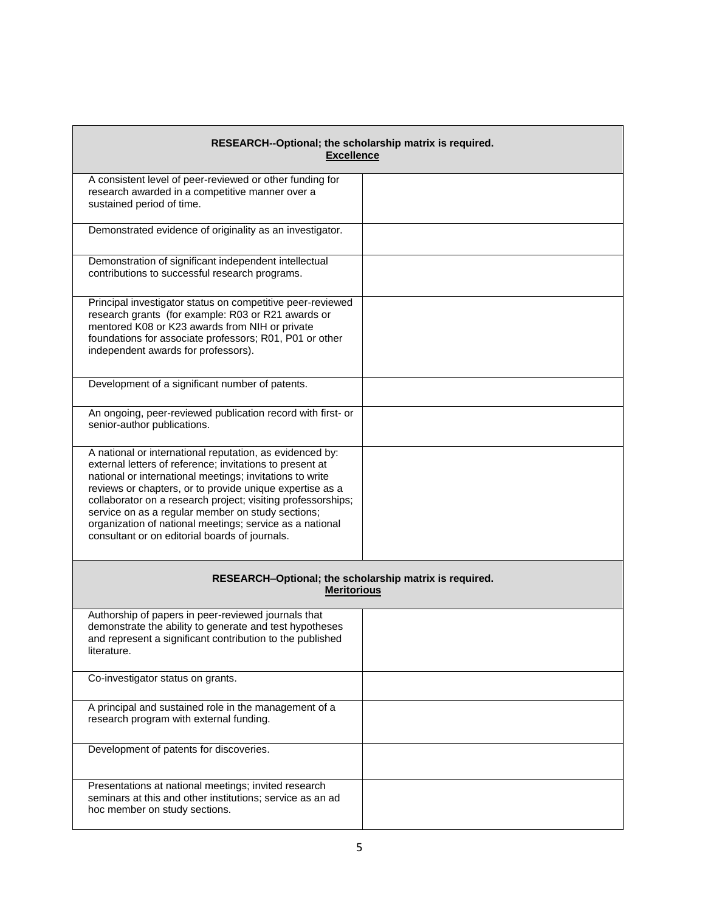| **RESEARCH--Optional; the scholarship matrix is required.**<br>**Excellence** | |
|---|---|
| A consistent level of peer-reviewed or other funding for research awarded in a competitive manner over a sustained period of time. | |
| Demonstrated evidence of originality as an investigator. | |
| Demonstration of significant independent intellectual contributions to successful research programs. | |
| Principal investigator status on competitive peer-reviewed research grants (for example: R03 or R21 awards or mentored K08 or K23 awards from NIH or private foundations for associate professors; R01, P01 or other independent awards for professors). | |
| Development of a significant number of patents. | |
| An ongoing, peer-reviewed publication record with first- or senior-author publications. | |
| A national or international reputation, as evidenced by: external letters of reference; invitations to present at national or international meetings; invitations to write reviews or chapters, or to provide unique expertise as a collaborator on a research project; visiting professorships; service on as a regular member on study sections; organization of national meetings; service as a national consultant or on editorial boards of journals. | |
| **RESEARCH–Optional; the scholarship matrix is required.**<br>**Meritorious** | |
| Authorship of papers in peer-reviewed journals that demonstrate the ability to generate and test hypotheses and represent a significant contribution to the published literature. | |
| Co-investigator status on grants. | |
| A principal and sustained role in the management of a research program with external funding. | |
| Development of patents for discoveries. | |
| Presentations at national meetings; invited research seminars at this and other institutions; service as an ad hoc member on study sections. | |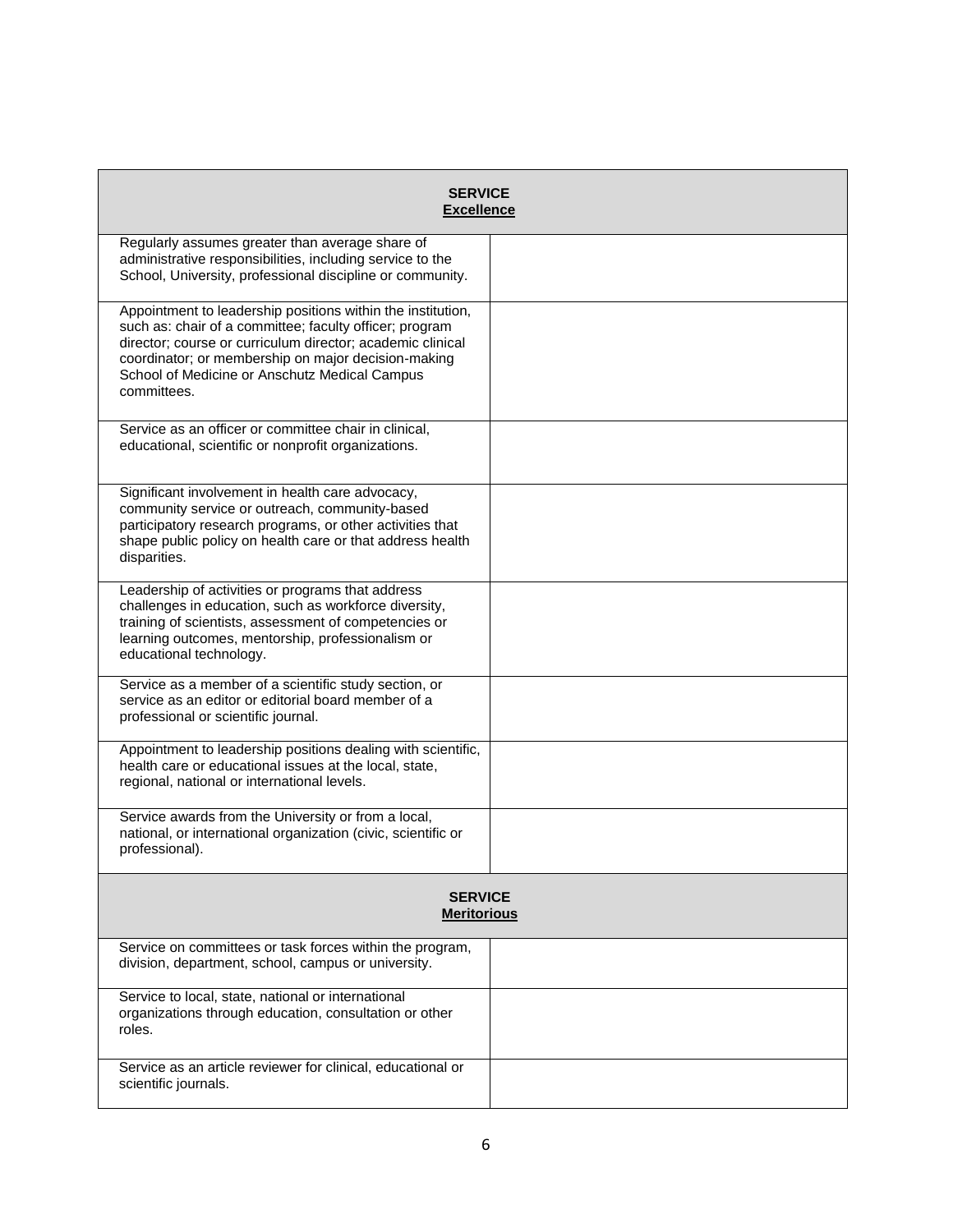| **SERVICE**<br>**Excellence** | |
|---|---|
| Regularly assumes greater than average share of administrative responsibilities, including service to the School, University, professional discipline or community. | |
| Appointment to leadership positions within the institution, such as: chair of a committee; faculty officer; program director; course or curriculum director; academic clinical coordinator; or membership on major decision-making School of Medicine or Anschutz Medical Campus committees. | |
| Service as an officer or committee chair in clinical, educational, scientific or nonprofit organizations. | |
| Significant involvement in health care advocacy, community service or outreach, community-based participatory research programs, or other activities that shape public policy on health care or that address health disparities. | |
| Leadership of activities or programs that address challenges in education, such as workforce diversity, training of scientists, assessment of competencies or learning outcomes, mentorship, professionalism or educational technology. | |
| Service as a member of a scientific study section, or service as an editor or editorial board member of a professional or scientific journal. | |
| Appointment to leadership positions dealing with scientific, health care or educational issues at the local, state, regional, national or international levels. | |
| Service awards from the University or from a local, national, or international organization (civic, scientific or professional). | |
| **SERVICE**<br>**Meritorious** | |
| Service on committees or task forces within the program, division, department, school, campus or university. | |
| Service to local, state, national or international organizations through education, consultation or other roles. | |
| Service as an article reviewer for clinical, educational or scientific journals. | |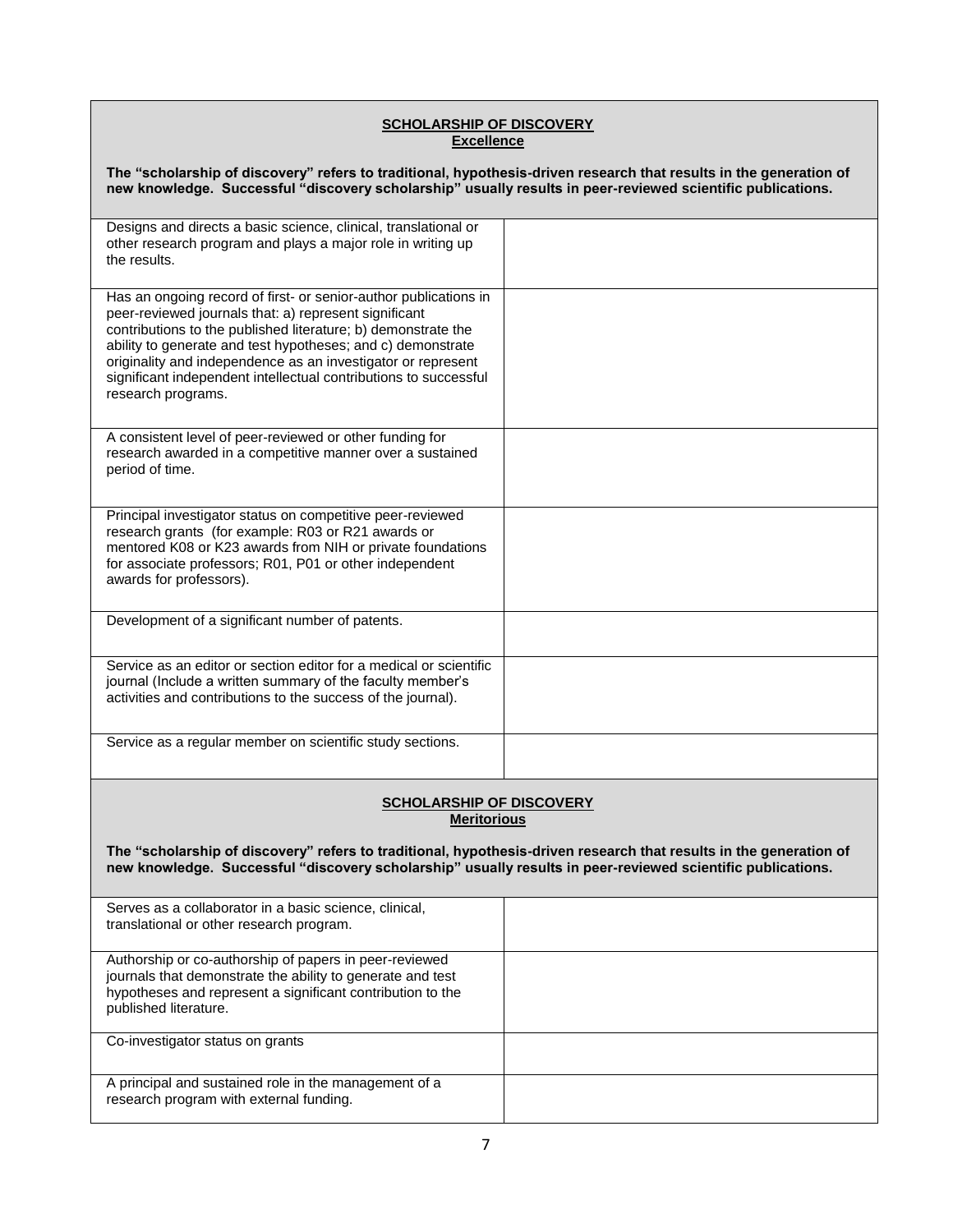**SCHOLARSHIP OF DISCOVERY**
**Excellence**

**The "scholarship of discovery" refers to traditional, hypothesis-driven research that results in the generation of new knowledge. Successful "discovery scholarship" usually results in peer-reviewed scientific publications.**

| | |
|---|---|
| Designs and directs a basic science, clinical, translational or other research program and plays a major role in writing up the results. | |
| Has an ongoing record of first- or senior-author publications in peer-reviewed journals that: a) represent significant contributions to the published literature; b) demonstrate the ability to generate and test hypotheses; and c) demonstrate originality and independence as an investigator or represent significant independent intellectual contributions to successful research programs. | |
| A consistent level of peer-reviewed or other funding for research awarded in a competitive manner over a sustained period of time. | |
| Principal investigator status on competitive peer-reviewed research grants (for example: R03 or R21 awards or mentored K08 or K23 awards from NIH or private foundations for associate professors; R01, P01 or other independent awards for professors). | |
| Development of a significant number of patents. | |
| Service as an editor or section editor for a medical or scientific journal (Include a written summary of the faculty member's activities and contributions to the success of the journal). | |
| Service as a regular member on scientific study sections. | |

**SCHOLARSHIP OF DISCOVERY**
**Meritorious**

**The "scholarship of discovery" refers to traditional, hypothesis-driven research that results in the generation of new knowledge. Successful "discovery scholarship" usually results in peer-reviewed scientific publications.**

| | |
|---|---|
| Serves as a collaborator in a basic science, clinical, translational or other research program. | |
| Authorship or co-authorship of papers in peer-reviewed journals that demonstrate the ability to generate and test hypotheses and represent a significant contribution to the published literature. | |
| Co-investigator status on grants | |
| A principal and sustained role in the management of a research program with external funding. | |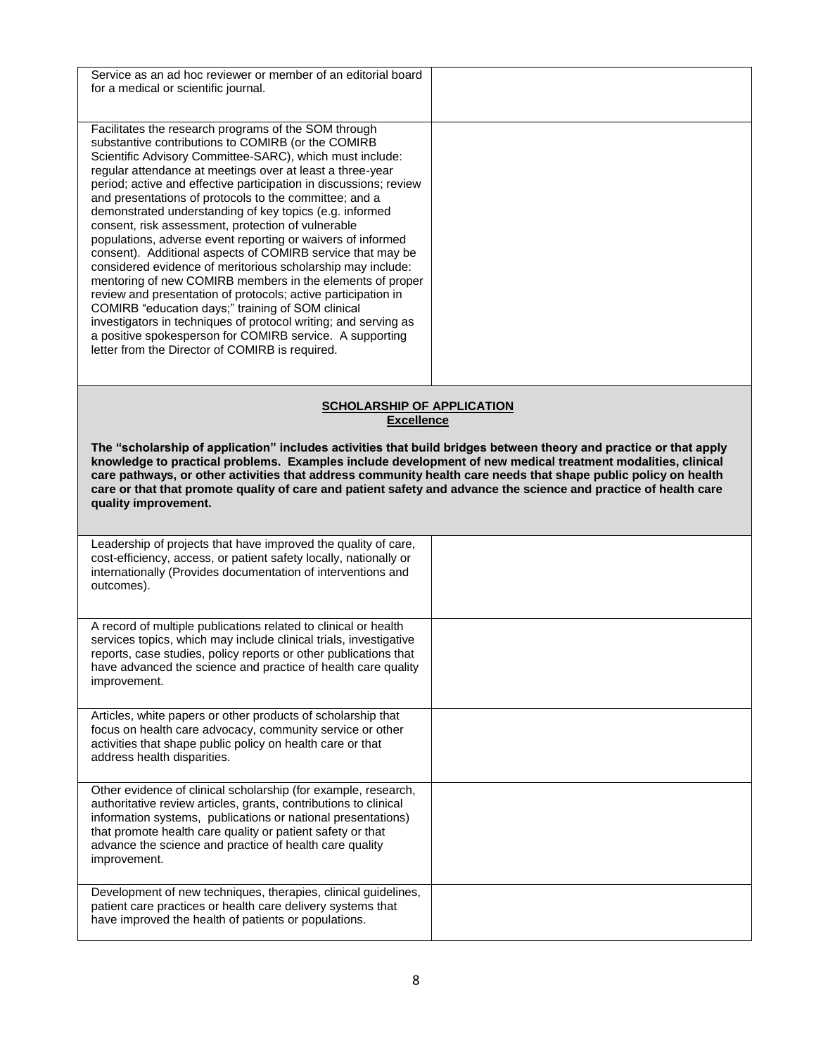| | |
|---|---|
| Service as an ad hoc reviewer or member of an editorial board for a medical or scientific journal. | |
| Facilitates the research programs of the SOM through substantive contributions to COMIRB (or the COMIRB Scientific Advisory Committee-SARC), which must include: regular attendance at meetings over at least a three-year period; active and effective participation in discussions; review and presentations of protocols to the committee; and a demonstrated understanding of key topics (e.g. informed consent, risk assessment, protection of vulnerable populations, adverse event reporting or waivers of informed consent). Additional aspects of COMIRB service that may be considered evidence of meritorious scholarship may include: mentoring of new COMIRB members in the elements of proper review and presentation of protocols; active participation in COMIRB "education days;" training of SOM clinical investigators in techniques of protocol writing; and serving as a positive spokesperson for COMIRB service. A supporting letter from the Director of COMIRB is required. | |

**SCHOLARSHIP OF APPLICATION**
**Excellence**

**The "scholarship of application" includes activities that build bridges between theory and practice or that apply knowledge to practical problems. Examples include development of new medical treatment modalities, clinical care pathways, or other activities that address community health care needs that shape public policy on health care or that that promote quality of care and patient safety and advance the science and practice of health care quality improvement.**

| | |
|---|---|
| Leadership of projects that have improved the quality of care, cost-efficiency, access, or patient safety locally, nationally or internationally (Provides documentation of interventions and outcomes). | |
| A record of multiple publications related to clinical or health services topics, which may include clinical trials, investigative reports, case studies, policy reports or other publications that have advanced the science and practice of health care quality improvement. | |
| Articles, white papers or other products of scholarship that focus on health care advocacy, community service or other activities that shape public policy on health care or that address health disparities. | |
| Other evidence of clinical scholarship (for example, research, authoritative review articles, grants, contributions to clinical information systems, publications or national presentations) that promote health care quality or patient safety or that advance the science and practice of health care quality improvement. | |
| Development of new techniques, therapies, clinical guidelines, patient care practices or health care delivery systems that have improved the health of patients or populations. | |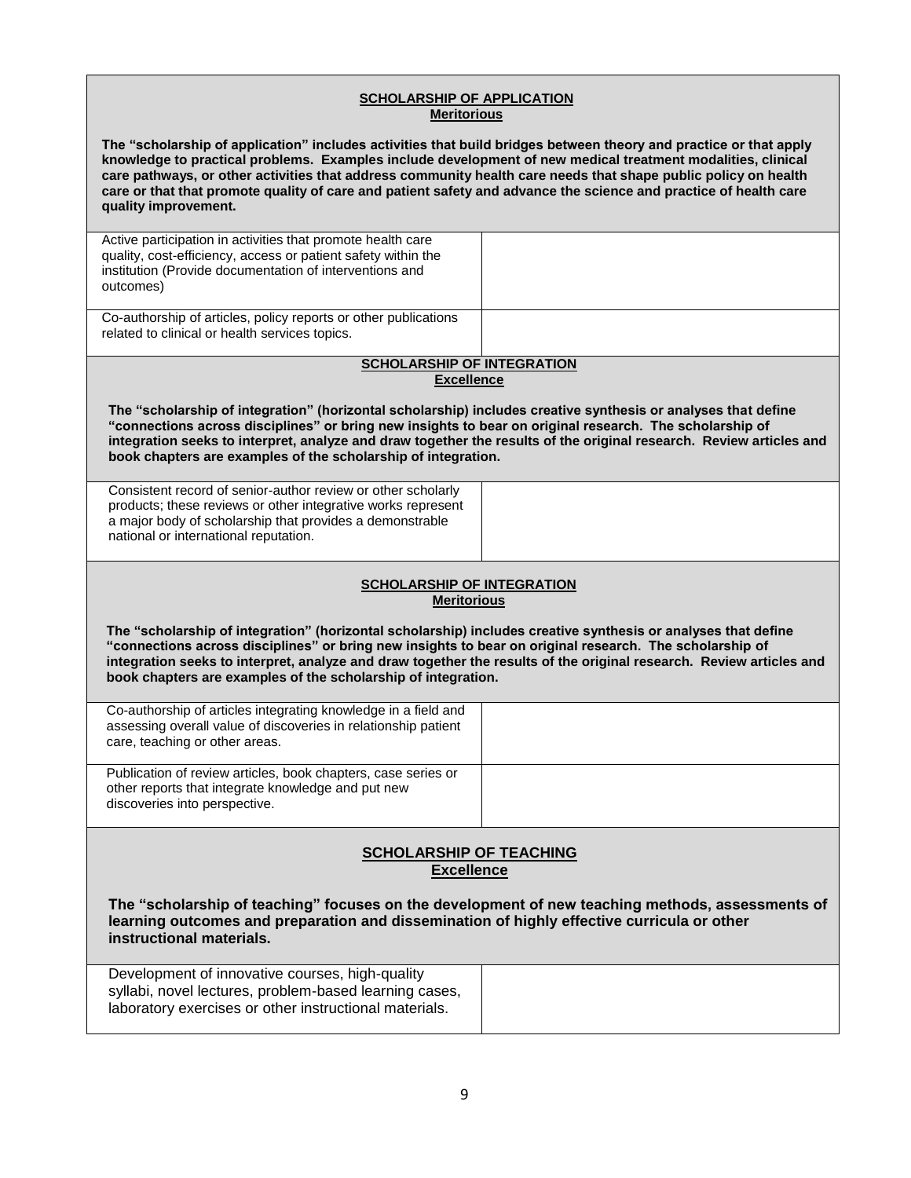**SCHOLARSHIP OF APPLICATION**
**Meritorious**

**The "scholarship of application" includes activities that build bridges between theory and practice or that apply knowledge to practical problems. Examples include development of new medical treatment modalities, clinical care pathways, or other activities that address community health care needs that shape public policy on health care or that that promote quality of care and patient safety and advance the science and practice of health care quality improvement.**

| | |
|---|---|
| Active participation in activities that promote health care quality, cost-efficiency, access or patient safety within the institution (Provide documentation of interventions and outcomes) | |
| Co-authorship of articles, policy reports or other publications related to clinical or health services topics. | |

**SCHOLARSHIP OF INTEGRATION**
**Excellence**

**The "scholarship of integration" (horizontal scholarship) includes creative synthesis or analyses that define "connections across disciplines" or bring new insights to bear on original research. The scholarship of integration seeks to interpret, analyze and draw together the results of the original research. Review articles and book chapters are examples of the scholarship of integration.**

| | |
|---|---|
| Consistent record of senior-author review or other scholarly products; these reviews or other integrative works represent a major body of scholarship that provides a demonstrable national or international reputation. | |

**SCHOLARSHIP OF INTEGRATION**
**Meritorious**

**The "scholarship of integration" (horizontal scholarship) includes creative synthesis or analyses that define "connections across disciplines" or bring new insights to bear on original research. The scholarship of integration seeks to interpret, analyze and draw together the results of the original research. Review articles and book chapters are examples of the scholarship of integration.**

| | |
|---|---|
| Co-authorship of articles integrating knowledge in a field and assessing overall value of discoveries in relationship patient care, teaching or other areas. | |
| Publication of review articles, book chapters, case series or other reports that integrate knowledge and put new discoveries into perspective. | |

**SCHOLARSHIP OF TEACHING**
**Excellence**

**The "scholarship of teaching" focuses on the development of new teaching methods, assessments of learning outcomes and preparation and dissemination of highly effective curricula or other instructional materials.**

| | |
|---|---|
| Development of innovative courses, high-quality syllabi, novel lectures, problem-based learning cases, laboratory exercises or other instructional materials. | |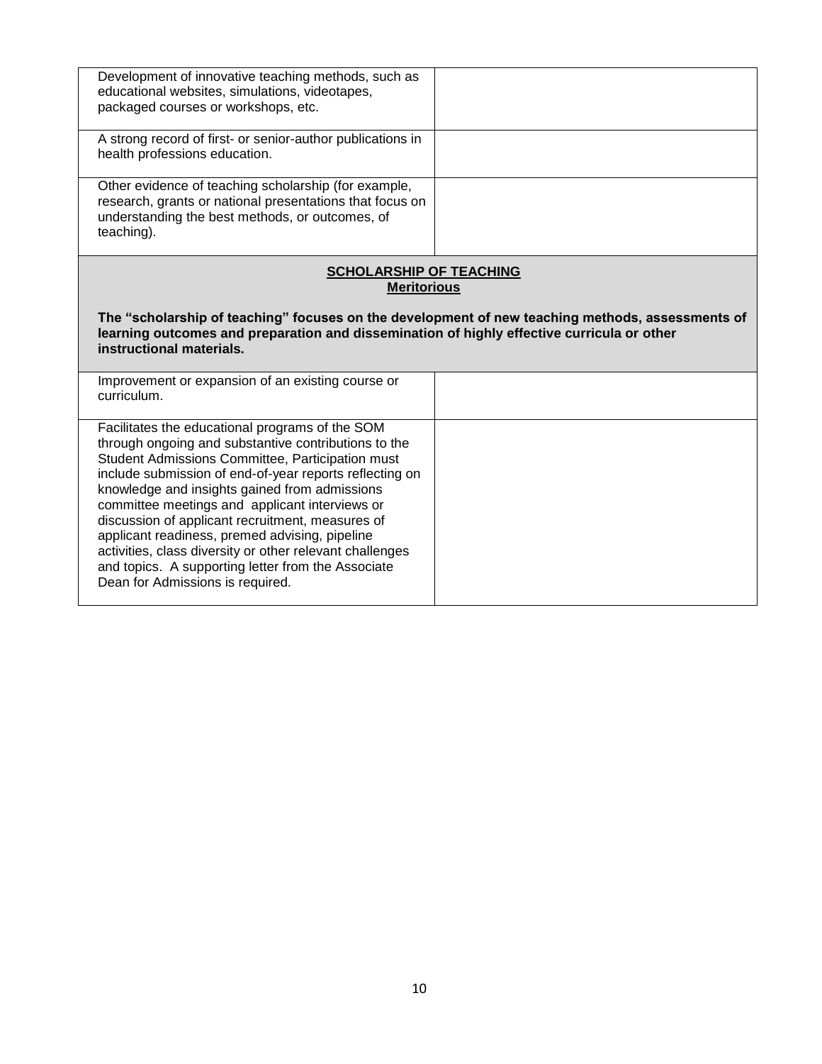| | |
|---|---|
| Development of innovative teaching methods, such as educational websites, simulations, videotapes, packaged courses or workshops, etc. | |
| A strong record of first- or senior-author publications in health professions education. | |
| Other evidence of teaching scholarship (for example, research, grants or national presentations that focus on understanding the best methods, or outcomes, of teaching). | |

**SCHOLARSHIP OF TEACHING**
**Meritorious**

**The "scholarship of teaching" focuses on the development of new teaching methods, assessments of learning outcomes and preparation and dissemination of highly effective curricula or other instructional materials.**

| | |
|---|---|
| Improvement or expansion of an existing course or curriculum. | |
| Facilitates the educational programs of the SOM through ongoing and substantive contributions to the Student Admissions Committee, Participation must include submission of end-of-year reports reflecting on knowledge and insights gained from admissions committee meetings and applicant interviews or discussion of applicant recruitment, measures of applicant readiness, premed advising, pipeline activities, class diversity or other relevant challenges and topics. A supporting letter from the Associate Dean for Admissions is required. | |